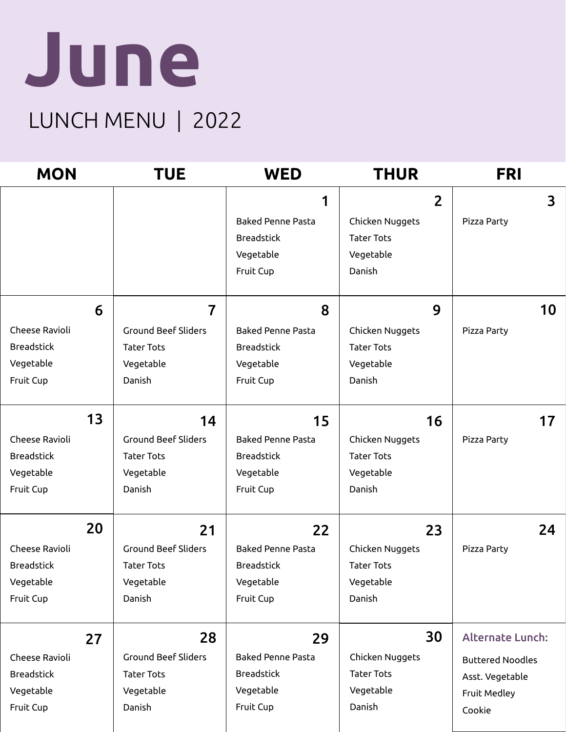# June

## LUNCH MENU | 2022

| MON | TUE | WED | THUR | FRI |
| --- | --- | --- | --- | --- |
| | | **1**<br>Baked Penne Pasta<br>Breadstick<br>Vegetable<br>Fruit Cup | **2**<br>Chicken Nuggets<br>Tater Tots<br>Vegetable<br>Danish | **3**<br>Pizza Party |
| **6**<br>Cheese Ravioli<br>Breadstick<br>Vegetable<br>Fruit Cup | **7**<br>Ground Beef Sliders<br>Tater Tots<br>Vegetable<br>Danish | **8**<br>Baked Penne Pasta<br>Breadstick<br>Vegetable<br>Fruit Cup | **9**<br>Chicken Nuggets<br>Tater Tots<br>Vegetable<br>Danish | **10**<br>Pizza Party |
| **13**<br>Cheese Ravioli<br>Breadstick<br>Vegetable<br>Fruit Cup | **14**<br>Ground Beef Sliders<br>Tater Tots<br>Vegetable<br>Danish | **15**<br>Baked Penne Pasta<br>Breadstick<br>Vegetable<br>Fruit Cup | **16**<br>Chicken Nuggets<br>Tater Tots<br>Vegetable<br>Danish | **17**<br>Pizza Party |
| **20**<br>Cheese Ravioli<br>Breadstick<br>Vegetable<br>Fruit Cup | **21**<br>Ground Beef Sliders<br>Tater Tots<br>Vegetable<br>Danish | **22**<br>Baked Penne Pasta<br>Breadstick<br>Vegetable<br>Fruit Cup | **23**<br>Chicken Nuggets<br>Tater Tots<br>Vegetable<br>Danish | **24**<br>Pizza Party |
| **27**<br>Cheese Ravioli<br>Breadstick<br>Vegetable<br>Fruit Cup | **28**<br>Ground Beef Sliders<br>Tater Tots<br>Vegetable<br>Danish | **29**<br>Baked Penne Pasta<br>Breadstick<br>Vegetable<br>Fruit Cup | **30**<br>Chicken Nuggets<br>Tater Tots<br>Vegetable<br>Danish | **Alternate Lunch:**<br>Buttered Noodles<br>Asst. Vegetable<br>Fruit Medley<br>Cookie |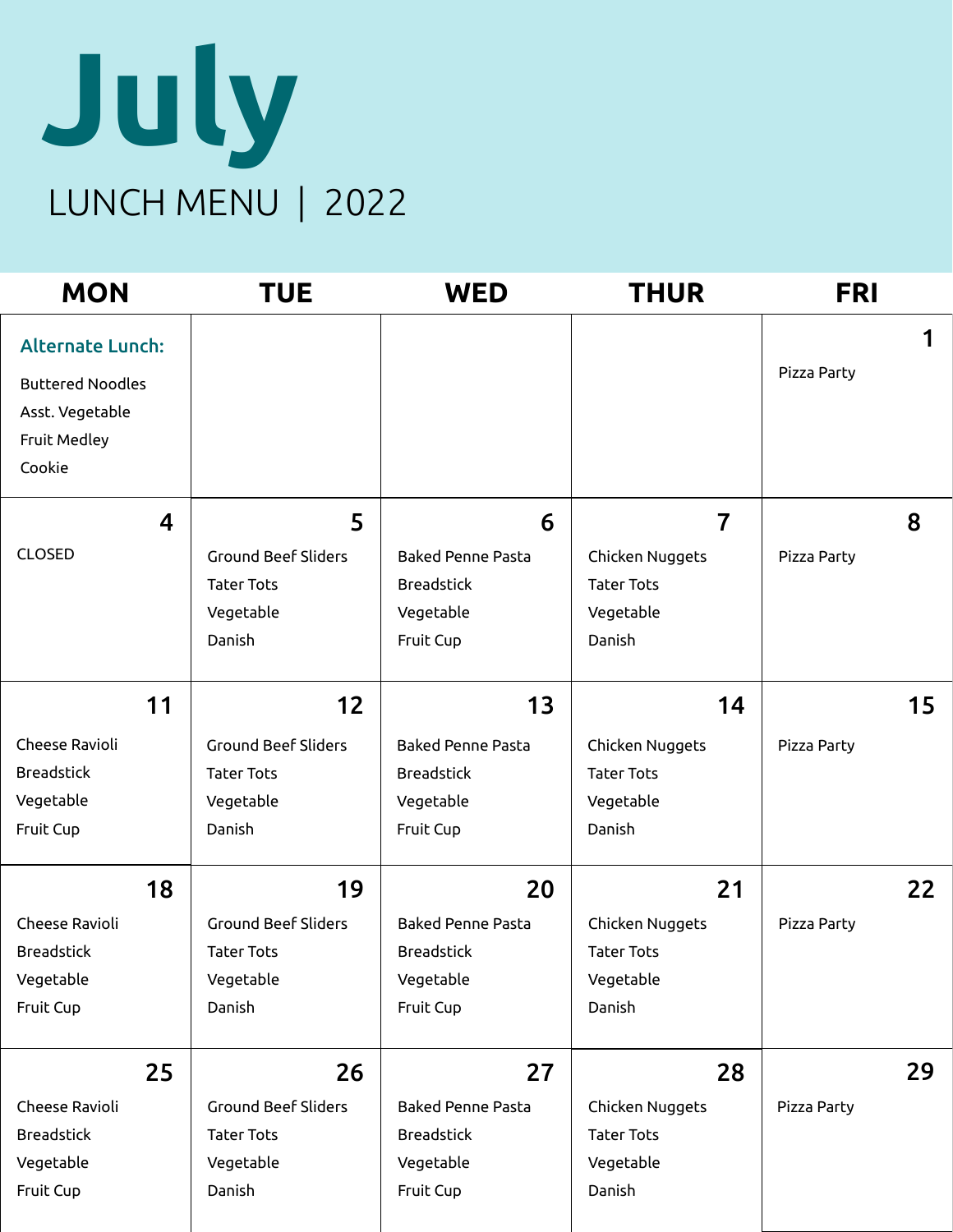# July

## LUNCH MENU | 2022

| MON | TUE | WED | THUR | FRI |
|---|---|---|---|---|
| **Alternate Lunch:**<br>Buttered Noodles<br>Asst. Vegetable<br>Fruit Medley<br>Cookie | | | | **1**<br>Pizza Party |
| **4**<br>CLOSED | **5**<br>Ground Beef Sliders<br>Tater Tots<br>Vegetable<br>Danish | **6**<br>Baked Penne Pasta<br>Breadstick<br>Vegetable<br>Fruit Cup | **7**<br>Chicken Nuggets<br>Tater Tots<br>Vegetable<br>Danish | **8**<br>Pizza Party |
| **11**<br>Cheese Ravioli<br>Breadstick<br>Vegetable<br>Fruit Cup | **12**<br>Ground Beef Sliders<br>Tater Tots<br>Vegetable<br>Danish | **13**<br>Baked Penne Pasta<br>Breadstick<br>Vegetable<br>Fruit Cup | **14**<br>Chicken Nuggets<br>Tater Tots<br>Vegetable<br>Danish | **15**<br>Pizza Party |
| **18**<br>Cheese Ravioli<br>Breadstick<br>Vegetable<br>Fruit Cup | **19**<br>Ground Beef Sliders<br>Tater Tots<br>Vegetable<br>Danish | **20**<br>Baked Penne Pasta<br>Breadstick<br>Vegetable<br>Fruit Cup | **21**<br>Chicken Nuggets<br>Tater Tots<br>Vegetable<br>Danish | **22**<br>Pizza Party |
| **25**<br>Cheese Ravioli<br>Breadstick<br>Vegetable<br>Fruit Cup | **26**<br>Ground Beef Sliders<br>Tater Tots<br>Vegetable<br>Danish | **27**<br>Baked Penne Pasta<br>Breadstick<br>Vegetable<br>Fruit Cup | **28**<br>Chicken Nuggets<br>Tater Tots<br>Vegetable<br>Danish | **29**<br>Pizza Party |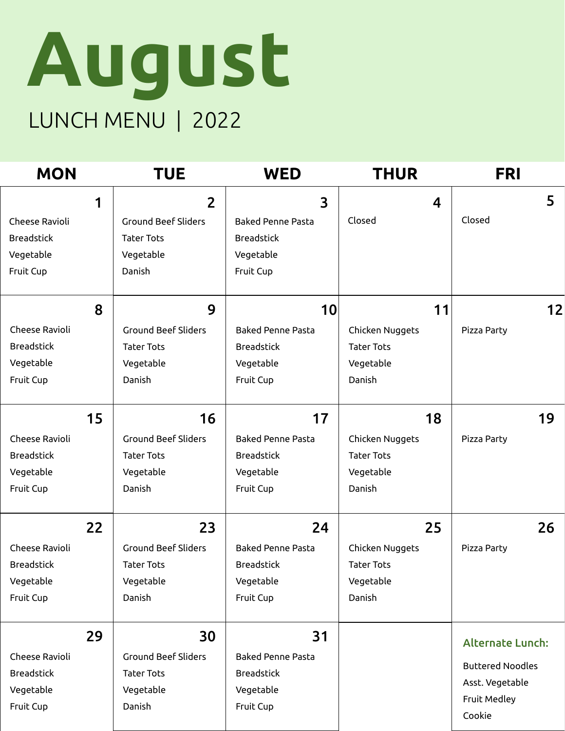# August

## LUNCH MENU | 2022

| MON | TUE | WED | THUR | FRI |
|---|---|---|---|---|
| **1**<br>Cheese Ravioli<br>Breadstick<br>Vegetable<br>Fruit Cup | **2**<br>Ground Beef Sliders<br>Tater Tots<br>Vegetable<br>Danish | **3**<br>Baked Penne Pasta<br>Breadstick<br>Vegetable<br>Fruit Cup | **4**<br>Closed | **5**<br>Closed |
| **8**<br>Cheese Ravioli<br>Breadstick<br>Vegetable<br>Fruit Cup | **9**<br>Ground Beef Sliders<br>Tater Tots<br>Vegetable<br>Danish | **10**<br>Baked Penne Pasta<br>Breadstick<br>Vegetable<br>Fruit Cup | **11**<br>Chicken Nuggets<br>Tater Tots<br>Vegetable<br>Danish | **12**<br>Pizza Party |
| **15**<br>Cheese Ravioli<br>Breadstick<br>Vegetable<br>Fruit Cup | **16**<br>Ground Beef Sliders<br>Tater Tots<br>Vegetable<br>Danish | **17**<br>Baked Penne Pasta<br>Breadstick<br>Vegetable<br>Fruit Cup | **18**<br>Chicken Nuggets<br>Tater Tots<br>Vegetable<br>Danish | **19**<br>Pizza Party |
| **22**<br>Cheese Ravioli<br>Breadstick<br>Vegetable<br>Fruit Cup | **23**<br>Ground Beef Sliders<br>Tater Tots<br>Vegetable<br>Danish | **24**<br>Baked Penne Pasta<br>Breadstick<br>Vegetable<br>Fruit Cup | **25**<br>Chicken Nuggets<br>Tater Tots<br>Vegetable<br>Danish | **26**<br>Pizza Party |
| **29**<br>Cheese Ravioli<br>Breadstick<br>Vegetable<br>Fruit Cup | **30**<br>Ground Beef Sliders<br>Tater Tots<br>Vegetable<br>Danish | **31**<br>Baked Penne Pasta<br>Breadstick<br>Vegetable<br>Fruit Cup | | **Alternate Lunch:**<br>Buttered Noodles<br>Asst. Vegetable<br>Fruit Medley<br>Cookie |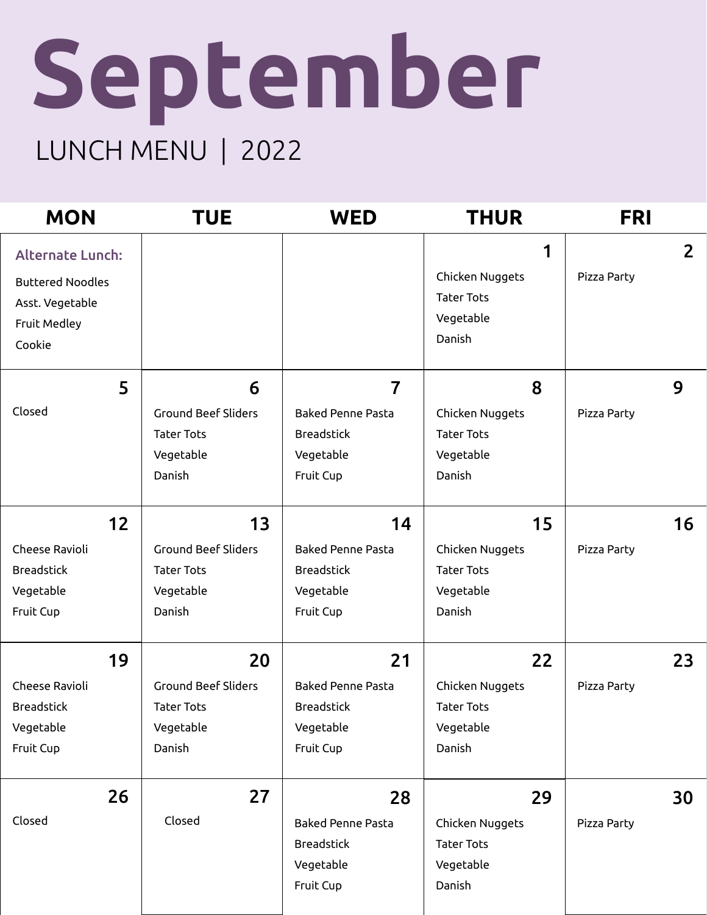# September

LUNCH MENU | 2022

| MON | TUE | WED | THUR | FRI |
|---|---|---|---|---|
| **Alternate Lunch:** Buttered Noodles, Asst. Vegetable, Fruit Medley, Cookie | | | **1** Chicken Nuggets, Tater Tots, Vegetable, Danish | **2** Pizza Party |
| **5** Closed | **6** Ground Beef Sliders, Tater Tots, Vegetable, Danish | **7** Baked Penne Pasta, Breadstick, Vegetable, Fruit Cup | **8** Chicken Nuggets, Tater Tots, Vegetable, Danish | **9** Pizza Party |
| **12** Cheese Ravioli, Breadstick, Vegetable, Fruit Cup | **13** Ground Beef Sliders, Tater Tots, Vegetable, Danish | **14** Baked Penne Pasta, Breadstick, Vegetable, Fruit Cup | **15** Chicken Nuggets, Tater Tots, Vegetable, Danish | **16** Pizza Party |
| **19** Cheese Ravioli, Breadstick, Vegetable, Fruit Cup | **20** Ground Beef Sliders, Tater Tots, Vegetable, Danish | **21** Baked Penne Pasta, Breadstick, Vegetable, Fruit Cup | **22** Chicken Nuggets, Tater Tots, Vegetable, Danish | **23** Pizza Party |
| **26** Closed | **27** Closed | **28** Baked Penne Pasta, Breadstick, Vegetable, Fruit Cup | **29** Chicken Nuggets, Tater Tots, Vegetable, Danish | **30** Pizza Party |